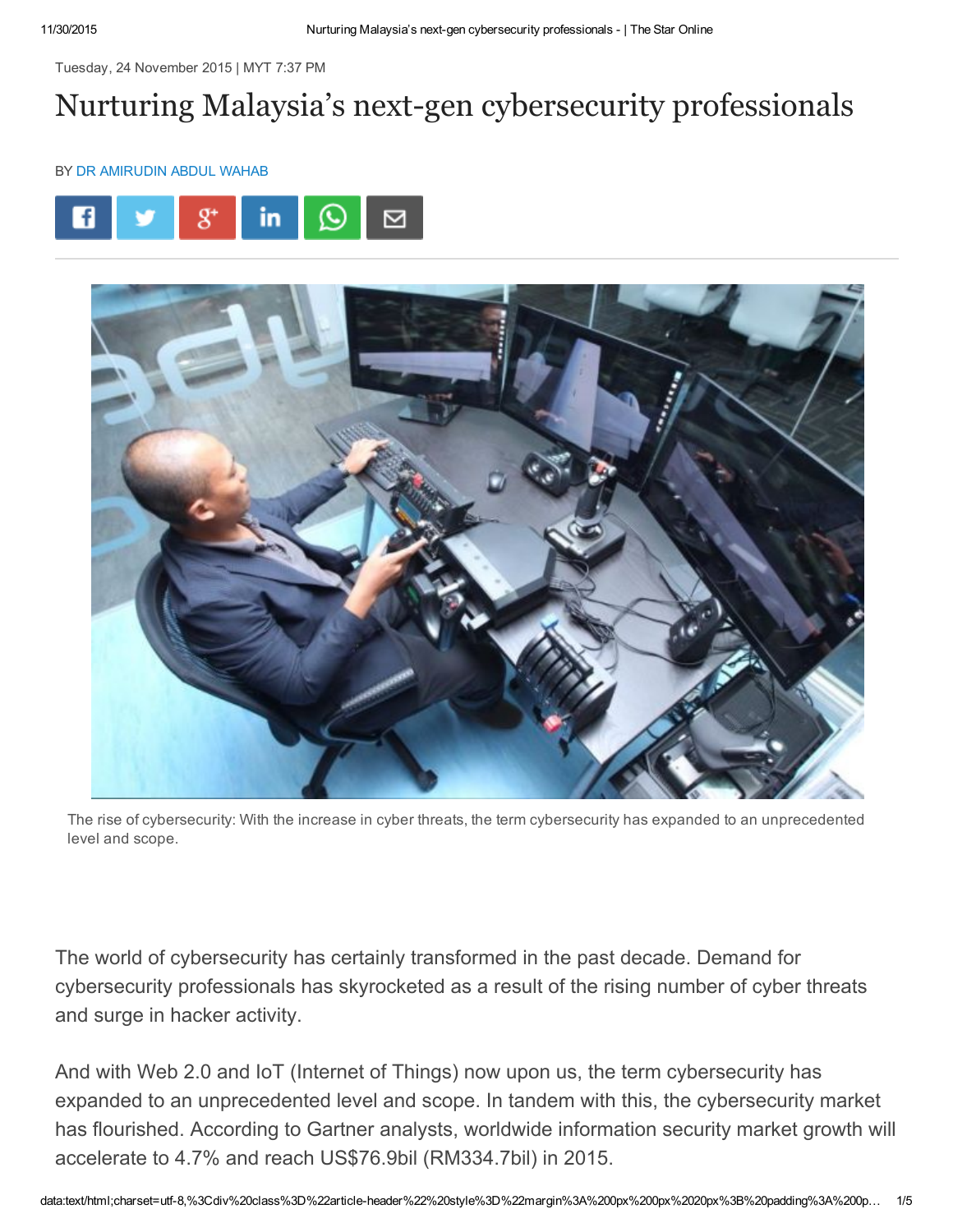Tuesday, 24 November 2015 | MYT 7:37 PM

# Nurturing Malaysia's next-gen cybersecurity professionals

BY DR AMIRUDIN ABDUL WAHAB

The rise of cybersecurity: With the increase in cyber threats, the term cybersecurity has expanded to an unprecedented level and scope.

The world of cybersecurity has certainly transformed in the past decade. Demand for cybersecurity professionals has skyrocketed as a result of the rising number of cyber threats and surge in hacker activity.

And with Web 2.0 and IoT (Internet of Things) now upon us, the term cybersecurity has expanded to an unprecedented level and scope. In tandem with this, the cybersecurity market has flourished. According to Gartner analysts, worldwide information security market growth will accelerate to 4.7% and reach US$76.9bil (RM334.7bil) in 2015.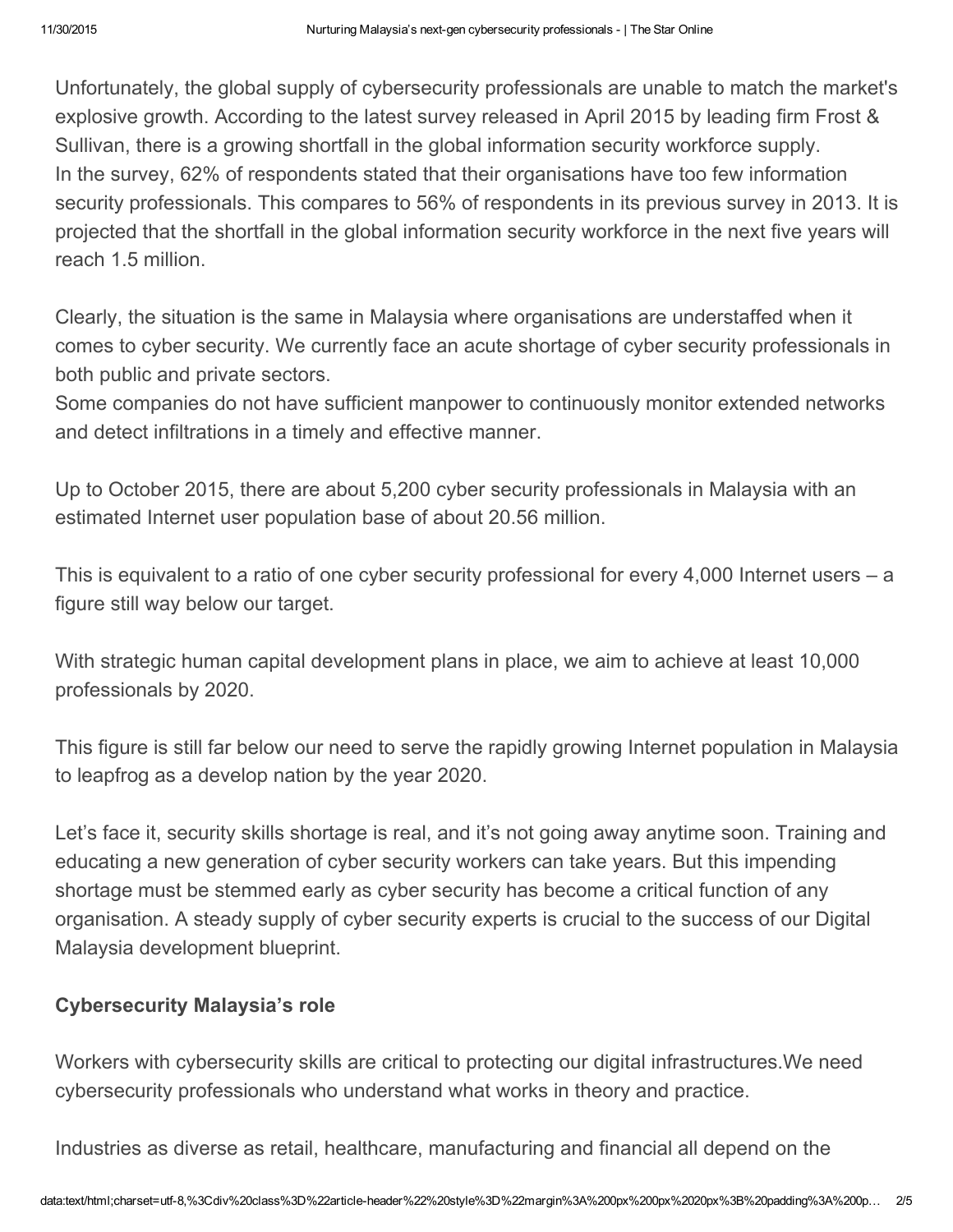Unfortunately, the global supply of cybersecurity professionals are unable to match the market's explosive growth. According to the latest survey released in April 2015 by leading firm Frost & Sullivan, there is a growing shortfall in the global information security workforce supply.
In the survey, 62% of respondents stated that their organisations have too few information security professionals. This compares to 56% of respondents in its previous survey in 2013. It is projected that the shortfall in the global information security workforce in the next five years will reach 1.5 million.

Clearly, the situation is the same in Malaysia where organisations are understaffed when it comes to cyber security. We currently face an acute shortage of cyber security professionals in both public and private sectors.
Some companies do not have sufficient manpower to continuously monitor extended networks and detect infiltrations in a timely and effective manner.

Up to October 2015, there are about 5,200 cyber security professionals in Malaysia with an estimated Internet user population base of about 20.56 million.

This is equivalent to a ratio of one cyber security professional for every 4,000 Internet users – a figure still way below our target.

With strategic human capital development plans in place, we aim to achieve at least 10,000 professionals by 2020.

This figure is still far below our need to serve the rapidly growing Internet population in Malaysia to leapfrog as a develop nation by the year 2020.

Let's face it, security skills shortage is real, and it's not going away anytime soon. Training and educating a new generation of cyber security workers can take years. But this impending shortage must be stemmed early as cyber security has become a critical function of any organisation. A steady supply of cyber security experts is crucial to the success of our Digital Malaysia development blueprint.

**Cybersecurity Malaysia's role**

Workers with cybersecurity skills are critical to protecting our digital infrastructures.We need cybersecurity professionals who understand what works in theory and practice.

Industries as diverse as retail, healthcare, manufacturing and financial all depend on the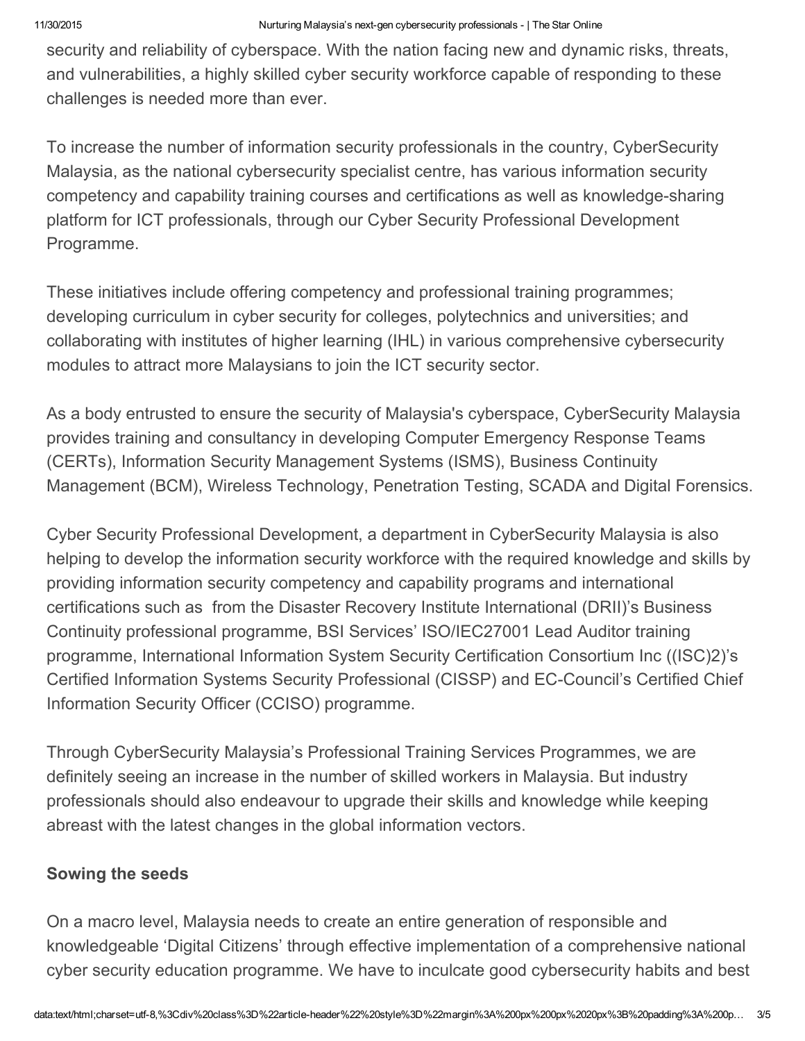security and reliability of cyberspace. With the nation facing new and dynamic risks, threats, and vulnerabilities, a highly skilled cyber security workforce capable of responding to these challenges is needed more than ever.

To increase the number of information security professionals in the country, CyberSecurity Malaysia, as the national cybersecurity specialist centre, has various information security competency and capability training courses and certifications as well as knowledge-sharing platform for ICT professionals, through our Cyber Security Professional Development Programme.

These initiatives include offering competency and professional training programmes; developing curriculum in cyber security for colleges, polytechnics and universities; and collaborating with institutes of higher learning (IHL) in various comprehensive cybersecurity modules to attract more Malaysians to join the ICT security sector.

As a body entrusted to ensure the security of Malaysia's cyberspace, CyberSecurity Malaysia provides training and consultancy in developing Computer Emergency Response Teams (CERTs), Information Security Management Systems (ISMS), Business Continuity Management (BCM), Wireless Technology, Penetration Testing, SCADA and Digital Forensics.

Cyber Security Professional Development, a department in CyberSecurity Malaysia is also helping to develop the information security workforce with the required knowledge and skills by providing information security competency and capability programs and international certifications such as from the Disaster Recovery Institute International (DRII)'s Business Continuity professional programme, BSI Services' ISO/IEC27001 Lead Auditor training programme, International Information System Security Certification Consortium Inc ((ISC)2)'s Certified Information Systems Security Professional (CISSP) and EC-Council's Certified Chief Information Security Officer (CCISO) programme.

Through CyberSecurity Malaysia's Professional Training Services Programmes, we are definitely seeing an increase in the number of skilled workers in Malaysia. But industry professionals should also endeavour to upgrade their skills and knowledge while keeping abreast with the latest changes in the global information vectors.

**Sowing the seeds**

On a macro level, Malaysia needs to create an entire generation of responsible and knowledgeable 'Digital Citizens' through effective implementation of a comprehensive national cyber security education programme. We have to inculcate good cybersecurity habits and best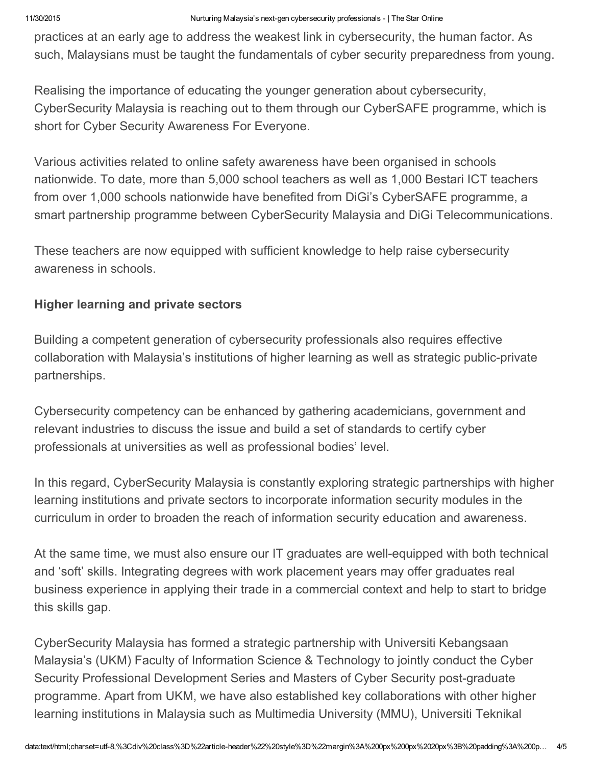practices at an early age to address the weakest link in cybersecurity, the human factor. As such, Malaysians must be taught the fundamentals of cyber security preparedness from young.

Realising the importance of educating the younger generation about cybersecurity, CyberSecurity Malaysia is reaching out to them through our CyberSAFE programme, which is short for Cyber Security Awareness For Everyone.

Various activities related to online safety awareness have been organised in schools nationwide. To date, more than 5,000 school teachers as well as 1,000 Bestari ICT teachers from over 1,000 schools nationwide have benefited from DiGi's CyberSAFE programme, a smart partnership programme between CyberSecurity Malaysia and DiGi Telecommunications.

These teachers are now equipped with sufficient knowledge to help raise cybersecurity awareness in schools.

**Higher learning and private sectors**

Building a competent generation of cybersecurity professionals also requires effective collaboration with Malaysia's institutions of higher learning as well as strategic public-private partnerships.

Cybersecurity competency can be enhanced by gathering academicians, government and relevant industries to discuss the issue and build a set of standards to certify cyber professionals at universities as well as professional bodies' level.

In this regard, CyberSecurity Malaysia is constantly exploring strategic partnerships with higher learning institutions and private sectors to incorporate information security modules in the curriculum in order to broaden the reach of information security education and awareness.

At the same time, we must also ensure our IT graduates are well-equipped with both technical and 'soft' skills. Integrating degrees with work placement years may offer graduates real business experience in applying their trade in a commercial context and help to start to bridge this skills gap.

CyberSecurity Malaysia has formed a strategic partnership with Universiti Kebangsaan Malaysia's (UKM) Faculty of Information Science & Technology to jointly conduct the Cyber Security Professional Development Series and Masters of Cyber Security post-graduate programme. Apart from UKM, we have also established key collaborations with other higher learning institutions in Malaysia such as Multimedia University (MMU), Universiti Teknikal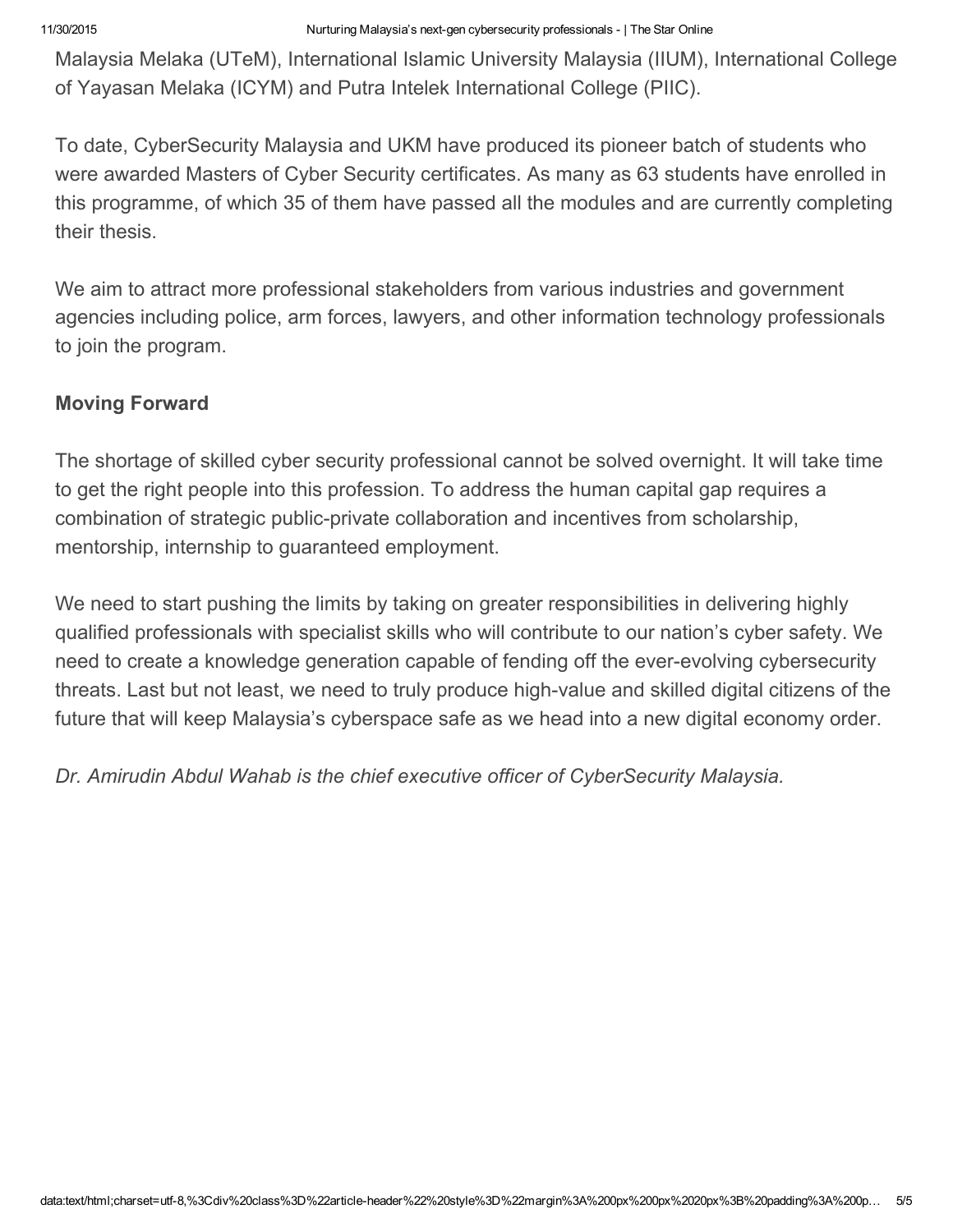Malaysia Melaka (UTeM), International Islamic University Malaysia (IIUM), International College of Yayasan Melaka (ICYM) and Putra Intelek International College (PIIC).

To date, CyberSecurity Malaysia and UKM have produced its pioneer batch of students who were awarded Masters of Cyber Security certificates. As many as 63 students have enrolled in this programme, of which 35 of them have passed all the modules and are currently completing their thesis.

We aim to attract more professional stakeholders from various industries and government agencies including police, arm forces, lawyers, and other information technology professionals to join the program.

**Moving Forward**

The shortage of skilled cyber security professional cannot be solved overnight. It will take time to get the right people into this profession. To address the human capital gap requires a combination of strategic public-private collaboration and incentives from scholarship, mentorship, internship to guaranteed employment.

We need to start pushing the limits by taking on greater responsibilities in delivering highly qualified professionals with specialist skills who will contribute to our nation's cyber safety. We need to create a knowledge generation capable of fending off the ever-evolving cybersecurity threats. Last but not least, we need to truly produce high-value and skilled digital citizens of the future that will keep Malaysia's cyberspace safe as we head into a new digital economy order.

*Dr. Amirudin Abdul Wahab is the chief executive officer of CyberSecurity Malaysia.*